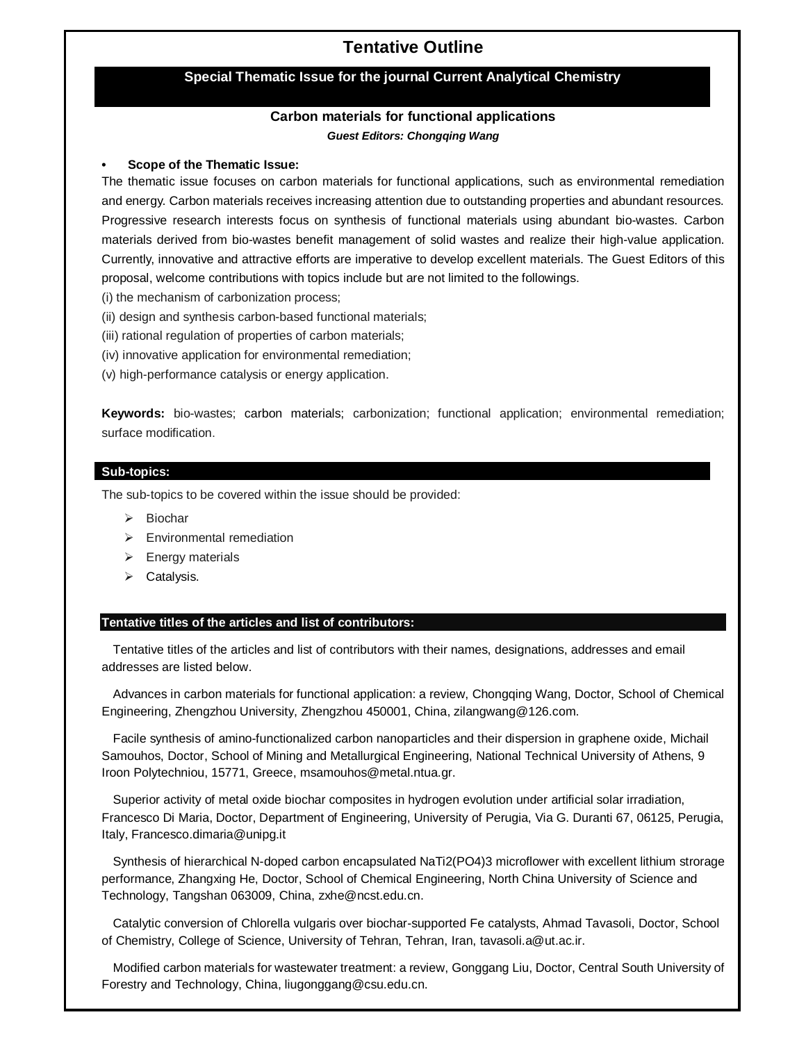# Tentative Outline

## Special Thematic Issue for the journal Current Analytical Chemistry

### Carbon materials for functional applications

***Guest Editors: Chongqing Wang***

- **Scope of the Thematic Issue:**

The thematic issue focuses on carbon materials for functional applications, such as environmental remediation and energy. Carbon materials receives increasing attention due to outstanding properties and abundant resources. Progressive research interests focus on synthesis of functional materials using abundant bio-wastes. Carbon materials derived from bio-wastes benefit management of solid wastes and realize their high-value application. Currently, innovative and attractive efforts are imperative to develop excellent materials. The Guest Editors of this proposal, welcome contributions with topics include but are not limited to the followings.

(i) the mechanism of carbonization process;

(ii) design and synthesis carbon-based functional materials;

(iii) rational regulation of properties of carbon materials;

(iv) innovative application for environmental remediation;

(v) high-performance catalysis or energy application.

**Keywords:** bio-wastes; carbon materials; carbonization; functional application; environmental remediation; surface modification.

## Sub-topics:

The sub-topics to be covered within the issue should be provided:

- Biochar
- Environmental remediation
- Energy materials
- Catalysis.

## Tentative titles of the articles and list of contributors:

Tentative titles of the articles and list of contributors with their names, designations, addresses and email addresses are listed below.

Advances in carbon materials for functional application: a review, Chongqing Wang, Doctor, School of Chemical Engineering, Zhengzhou University, Zhengzhou 450001, China, zilangwang@126.com.

Facile synthesis of amino-functionalized carbon nanoparticles and their dispersion in graphene oxide, Michail Samouhos, Doctor, School of Mining and Metallurgical Engineering, National Technical University of Athens, 9 Iroon Polytechniou, 15771, Greece, msamouhos@metal.ntua.gr.

Superior activity of metal oxide biochar composites in hydrogen evolution under artificial solar irradiation, Francesco Di Maria, Doctor, Department of Engineering, University of Perugia, Via G. Duranti 67, 06125, Perugia, Italy, Francesco.dimaria@unipg.it

Synthesis of hierarchical N-doped carbon encapsulated $NaTi_2(PO_4)_3$ microflower with excellent lithium strorage performance, Zhangxing He, Doctor, School of Chemical Engineering, North China University of Science and Technology, Tangshan 063009, China, zxhe@ncst.edu.cn.

Catalytic conversion of Chlorella vulgaris over biochar-supported Fe catalysts, Ahmad Tavasoli, Doctor, School of Chemistry, College of Science, University of Tehran, Tehran, Iran, tavasoli.a@ut.ac.ir.

Modified carbon materials for wastewater treatment: a review, Gonggang Liu, Doctor, Central South University of Forestry and Technology, China, liugonggang@csu.edu.cn.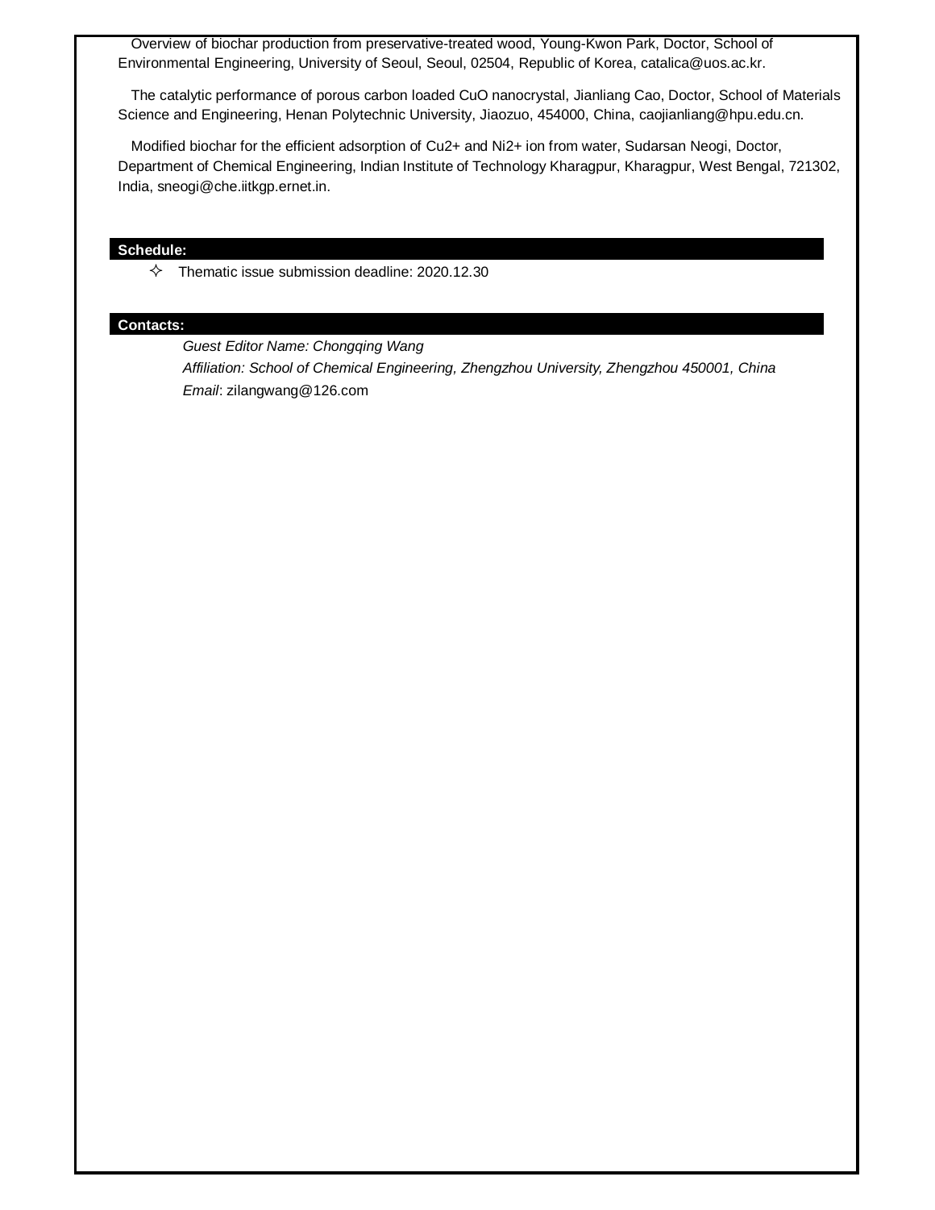Overview of biochar production from preservative-treated wood, Young-Kwon Park, Doctor, School of Environmental Engineering, University of Seoul, Seoul, 02504, Republic of Korea, catalica@uos.ac.kr.

The catalytic performance of porous carbon loaded CuO nanocrystal, Jianliang Cao, Doctor, School of Materials Science and Engineering, Henan Polytechnic University, Jiaozuo, 454000, China, caojianliang@hpu.edu.cn.

Modified biochar for the efficient adsorption of $Cu^{2+}$ and $Ni^{2+}$ ion from water, Sudarsan Neogi, Doctor, Department of Chemical Engineering, Indian Institute of Technology Kharagpur, Kharagpur, West Bengal, 721302, India, sneogi@che.iitkgp.ernet.in.

## Schedule:

- Thematic issue submission deadline: 2020.12.30

## Contacts:

*Guest Editor Name: Chongqing Wang*

*Affiliation: School of Chemical Engineering, Zhengzhou University, Zhengzhou 450001, China*

*Email*: zilangwang@126.com